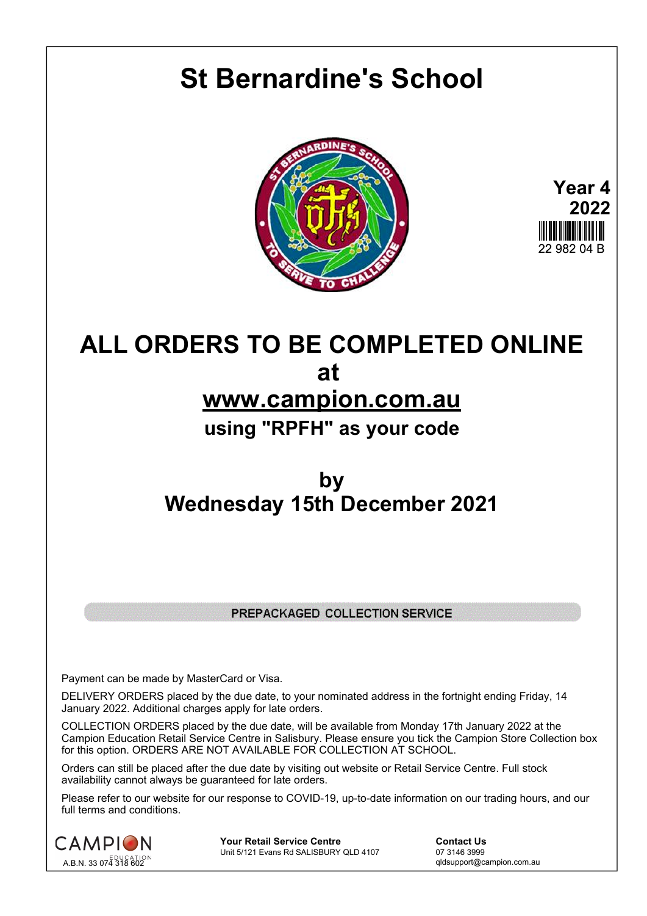# St Bernardine's School

**Year 4**
**2022**

22 982 04 B

## ALL ORDERS TO BE COMPLETED ONLINE
## at
## www.campion.com.au
### using "RPFH" as your code

## by
## Wednesday 15th December 2021

PREPACKAGED COLLECTION SERVICE

Payment can be made by MasterCard or Visa.

DELIVERY ORDERS placed by the due date, to your nominated address in the fortnight ending Friday, 14 January 2022. Additional charges apply for late orders.

COLLECTION ORDERS placed by the due date, will be available from Monday 17th January 2022 at the Campion Education Retail Service Centre in Salisbury. Please ensure you tick the Campion Store Collection box for this option. ORDERS ARE NOT AVAILABLE FOR COLLECTION AT SCHOOL.

Orders can still be placed after the due date by visiting out website or Retail Service Centre. Full stock availability cannot always be guaranteed for late orders.

Please refer to our website for our response to COVID-19, up-to-date information on our trading hours, and our full terms and conditions.

CAMPION EDUCATION
A.B.N. 33 074 318 602

**Your Retail Service Centre**
Unit 5/121 Evans Rd SALISBURY QLD 4107

**Contact Us**
07 3146 3999
qldsupport@campion.com.au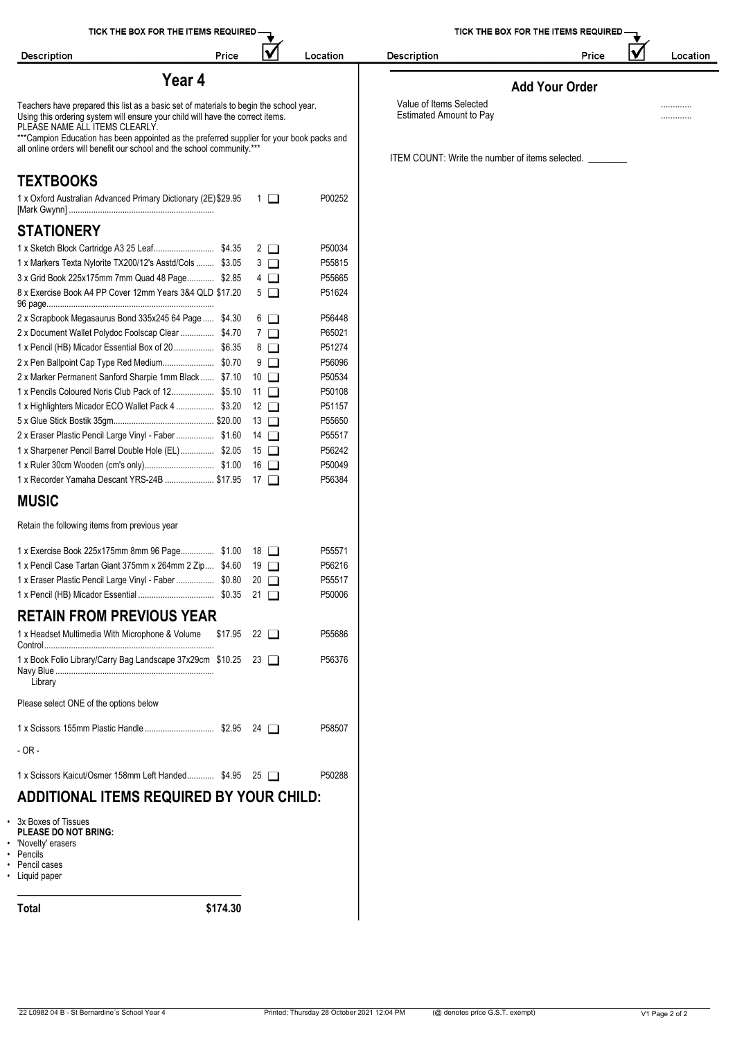TICK THE BOX FOR THE ITEMS REQUIRED

| Description | Price | ☑ | Location |
|---|---|---|---|

# Year 4

Teachers have prepared this list as a basic set of materials to begin the school year. Using this ordering system will ensure your child will have the correct items.
PLEASE NAME ALL ITEMS CLEARLY.
***Campion Education has been appointed as the preferred supplier for your book packs and all online orders will benefit our school and the school community.***

## TEXTBOOKS

| Description | Price | | Location |
|---|---|---|---|
| 1 x Oxford Australian Advanced Primary Dictionary (2E) [Mark Gwynn] | $29.95 | 1 ☐ | P00252 |

## STATIONERY

| Description | Price | | Location |
|---|---|---|---|
| 1 x Sketch Block Cartridge A3 25 Leaf | $4.35 | 2 ☐ | P50034 |
| 1 x Markers Texta Nylorite TX200/12's Asstd/Cols | $3.05 | 3 ☐ | P55815 |
| 3 x Grid Book 225x175mm 7mm Quad 48 Page | $2.85 | 4 ☐ | P55665 |
| 8 x Exercise Book A4 PP Cover 12mm Years 3&4 QLD 96 page | $17.20 | 5 ☐ | P51624 |
| 2 x Scrapbook Megasaurus Bond 335x245 64 Page | $4.30 | 6 ☐ | P56448 |
| 2 x Document Wallet Polydoc Foolscap Clear | $4.70 | 7 ☐ | P65021 |
| 1 x Pencil (HB) Micador Essential Box of 20 | $6.35 | 8 ☐ | P51274 |
| 2 x Pen Ballpoint Cap Type Red Medium | $0.70 | 9 ☐ | P56096 |
| 2 x Marker Permanent Sanford Sharpie 1mm Black | $7.10 | 10 ☐ | P50534 |
| 1 x Pencils Coloured Noris Club Pack of 12 | $5.10 | 11 ☐ | P50108 |
| 1 x Highlighters Micador ECO Wallet Pack 4 | $3.20 | 12 ☐ | P51157 |
| 5 x Glue Stick Bostik 35gm | $20.00 | 13 ☐ | P55650 |
| 2 x Eraser Plastic Pencil Large Vinyl - Faber | $1.60 | 14 ☐ | P55517 |
| 1 x Sharpener Pencil Barrel Double Hole (EL) | $2.05 | 15 ☐ | P56242 |
| 1 x Ruler 30cm Wooden (cm's only) | $1.00 | 16 ☐ | P50049 |
| 1 x Recorder Yamaha Descant YRS-24B | $17.95 | 17 ☐ | P56384 |

## MUSIC

Retain the following items from previous year

| Description | Price | | Location |
|---|---|---|---|
| 1 x Exercise Book 225x175mm 8mm 96 Page | $1.00 | 18 ☐ | P55571 |
| 1 x Pencil Case Tartan Giant 375mm x 264mm 2 Zip | $4.60 | 19 ☐ | P56216 |
| 1 x Eraser Plastic Pencil Large Vinyl - Faber | $0.80 | 20 ☐ | P55517 |
| 1 x Pencil (HB) Micador Essential | $0.35 | 21 ☐ | P50006 |

## RETAIN FROM PREVIOUS YEAR

| Description | Price | | Location |
|---|---|---|---|
| 1 x Headset Multimedia With Microphone & Volume Control | $17.95 | 22 ☐ | P55686 |
| 1 x Book Folio Library/Carry Bag Landscape 37x29cm Navy Blue<br>Library | $10.25 | 23 ☐ | P56376 |

Please select ONE of the options below

| Description | Price | | Location |
|---|---|---|---|
| 1 x Scissors 155mm Plastic Handle | $2.95 | 24 ☐ | P58507 |
| - OR - | | | |
| 1 x Scissors Kaicut/Osmer 158mm Left Handed | $4.95 | 25 ☐ | P50288 |

## ADDITIONAL ITEMS REQUIRED BY YOUR CHILD:

- 3x Boxes of Tissues

**PLEASE DO NOT BRING:**

- 'Novelty' erasers
- Pencils
- Pencil cases
- Liquid paper

**Total** **$174.30**

## Add Your Order

Value of Items Selected .............
Estimated Amount to Pay .............

ITEM COUNT: Write the number of items selected. ________

22 L0982 04 B - St Bernardine´s School Year 4 — Printed: Thursday 28 October 2021 12:04 PM — (@ denotes price G.S.T. exempt)